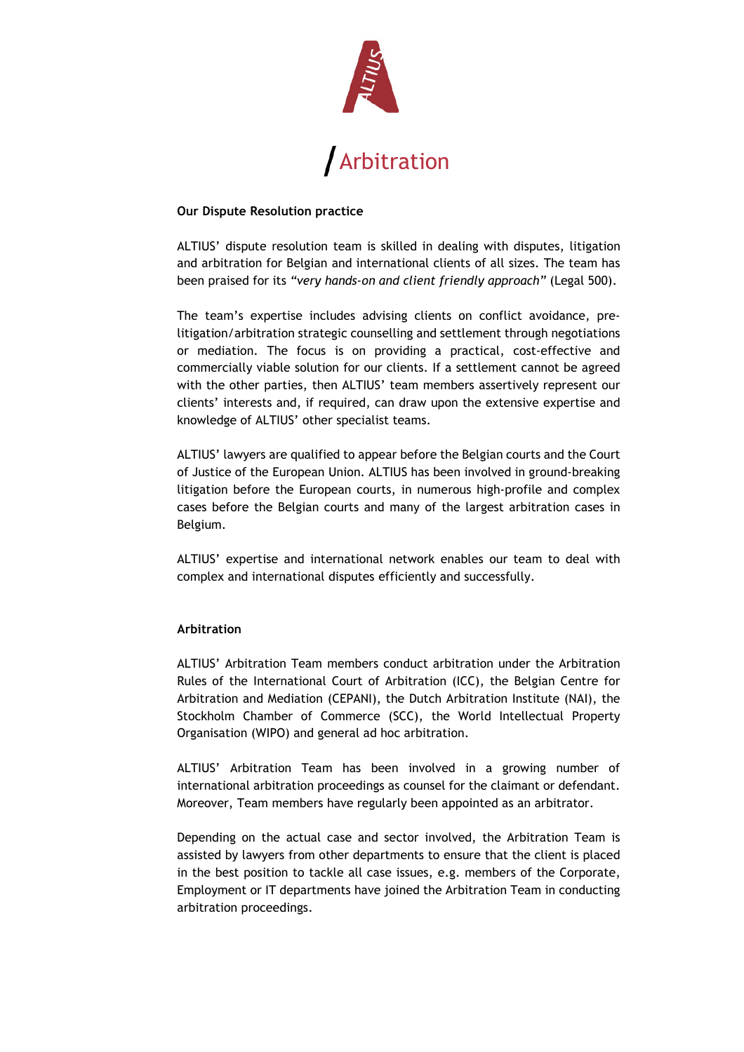# / Arbitration

## Our Dispute Resolution practice

ALTIUS' dispute resolution team is skilled in dealing with disputes, litigation and arbitration for Belgian and international clients of all sizes. The team has been praised for its *"very hands-on and client friendly approach"* (Legal 500).

The team's expertise includes advising clients on conflict avoidance, pre-litigation/arbitration strategic counselling and settlement through negotiations or mediation. The focus is on providing a practical, cost-effective and commercially viable solution for our clients. If a settlement cannot be agreed with the other parties, then ALTIUS' team members assertively represent our clients' interests and, if required, can draw upon the extensive expertise and knowledge of ALTIUS' other specialist teams.

ALTIUS' lawyers are qualified to appear before the Belgian courts and the Court of Justice of the European Union. ALTIUS has been involved in ground-breaking litigation before the European courts, in numerous high-profile and complex cases before the Belgian courts and many of the largest arbitration cases in Belgium.

ALTIUS' expertise and international network enables our team to deal with complex and international disputes efficiently and successfully.

## Arbitration

ALTIUS' Arbitration Team members conduct arbitration under the Arbitration Rules of the International Court of Arbitration (ICC), the Belgian Centre for Arbitration and Mediation (CEPANI), the Dutch Arbitration Institute (NAI), the Stockholm Chamber of Commerce (SCC), the World Intellectual Property Organisation (WIPO) and general ad hoc arbitration.

ALTIUS' Arbitration Team has been involved in a growing number of international arbitration proceedings as counsel for the claimant or defendant. Moreover, Team members have regularly been appointed as an arbitrator.

Depending on the actual case and sector involved, the Arbitration Team is assisted by lawyers from other departments to ensure that the client is placed in the best position to tackle all case issues, e.g. members of the Corporate, Employment or IT departments have joined the Arbitration Team in conducting arbitration proceedings.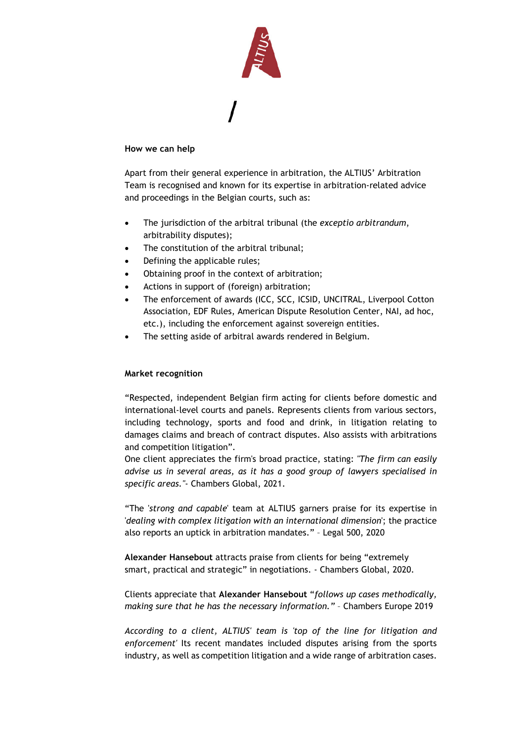/

**How we can help**

Apart from their general experience in arbitration, the ALTIUS' Arbitration Team is recognised and known for its expertise in arbitration-related advice and proceedings in the Belgian courts, such as:

- The jurisdiction of the arbitral tribunal (the *exceptio arbitrandum*, arbitrability disputes);
- The constitution of the arbitral tribunal;
- Defining the applicable rules;
- Obtaining proof in the context of arbitration;
- Actions in support of (foreign) arbitration;
- The enforcement of awards (ICC, SCC, ICSID, UNCITRAL, Liverpool Cotton Association, EDF Rules, American Dispute Resolution Center, NAI, ad hoc, etc.), including the enforcement against sovereign entities.
- The setting aside of arbitral awards rendered in Belgium.

**Market recognition**

"Respected, independent Belgian firm acting for clients before domestic and international-level courts and panels. Represents clients from various sectors, including technology, sports and food and drink, in litigation relating to damages claims and breach of contract disputes. Also assists with arbitrations and competition litigation".
One client appreciates the firm's broad practice, stating: *"The firm can easily advise us in several areas, as it has a good group of lawyers specialised in specific areas."*- Chambers Global, 2021.

"The '*strong and capable*' team at ALTIUS garners praise for its expertise in '*dealing with complex litigation with an international dimension*'; the practice also reports an uptick in arbitration mandates." – Legal 500, 2020

**Alexander Hansebout** attracts praise from clients for being "extremely smart, practical and strategic" in negotiations. - Chambers Global, 2020.

Clients appreciate that **Alexander Hansebout** "*follows up cases methodically, making sure that he has the necessary information.*" – Chambers Europe 2019

*According to a client, ALTIUS' team is 'top of the line for litigation and enforcement'* Its recent mandates included disputes arising from the sports industry, as well as competition litigation and a wide range of arbitration cases.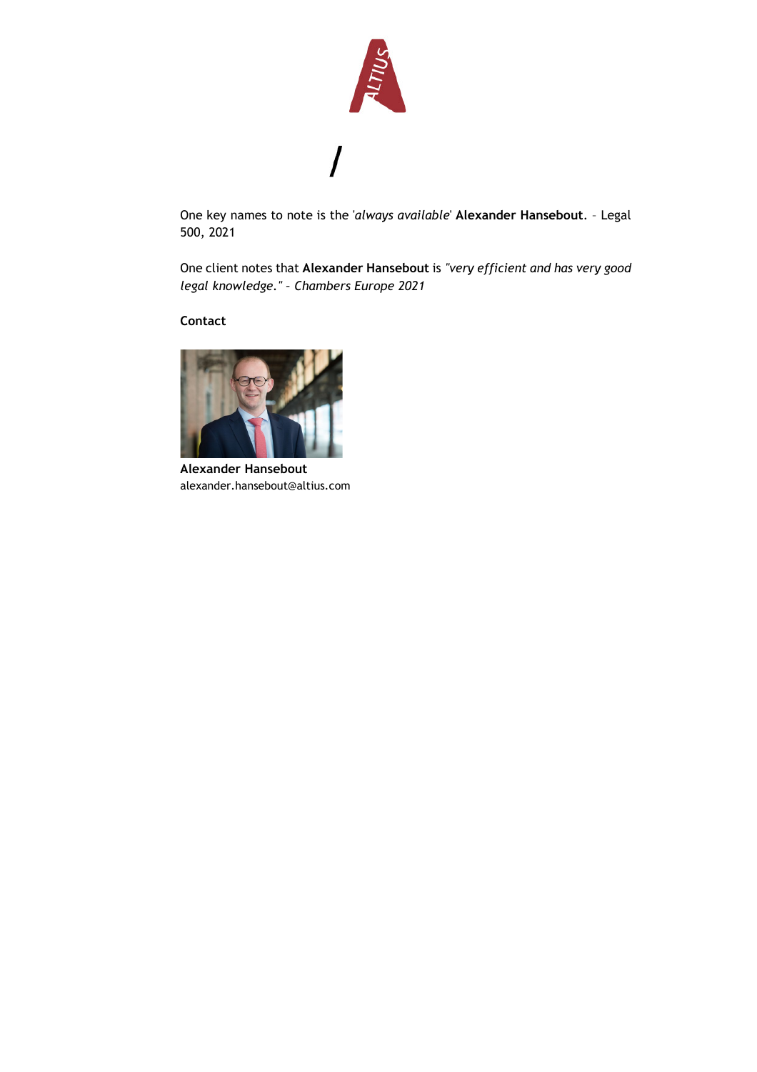/

One key names to note is the '*always available*' **Alexander Hansebout**. – Legal 500, 2021

One client notes that **Alexander Hansebout** is *"very efficient and has very good legal knowledge." – Chambers Europe 2021*

**Contact**

**Alexander Hansebout**
alexander.hansebout@altius.com